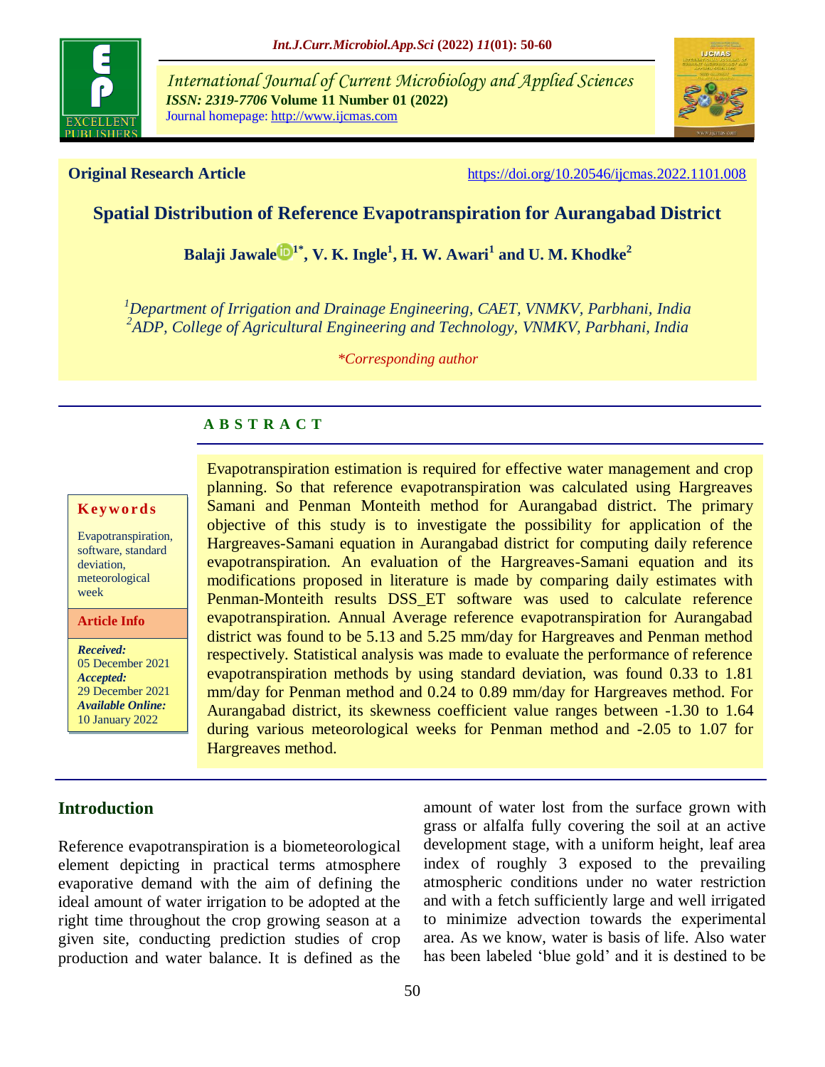**Original Research Article** https://doi.org/10.20546/ijcmas.2022.1101.008

# Spatial Distribution of Reference Evapotranspiration for Aurangabad District

**Balaji Jawale[1*], V. K. Ingle[1], H. W. Awari[1] and U. M. Khodke[2]**

*[1]Department of Irrigation and Drainage Engineering, CAET, VNMKV, Parbhani, India*
*[2]ADP, College of Agricultural Engineering and Technology, VNMKV, Parbhani, India*

*\*Corresponding author*

**Keywords**

Evapotranspiration, software, standard deviation, meteorological week

**Article Info**

*Received:* 05 December 2021
*Accepted:* 29 December 2021
*Available Online:* 10 January 2022

## ABSTRACT

Evapotranspiration estimation is required for effective water management and crop planning. So that reference evapotranspiration was calculated using Hargreaves Samani and Penman Monteith method for Aurangabad district. The primary objective of this study is to investigate the possibility for application of the Hargreaves-Samani equation in Aurangabad district for computing daily reference evapotranspiration. An evaluation of the Hargreaves-Samani equation and its modifications proposed in literature is made by comparing daily estimates with Penman-Monteith results DSS_ET software was used to calculate reference evapotranspiration. Annual Average reference evapotranspiration for Aurangabad district was found to be 5.13 and 5.25 mm/day for Hargreaves and Penman method respectively. Statistical analysis was made to evaluate the performance of reference evapotranspiration methods by using standard deviation, was found 0.33 to 1.81 mm/day for Penman method and 0.24 to 0.89 mm/day for Hargreaves method. For Aurangabad district, its skewness coefficient value ranges between -1.30 to 1.64 during various meteorological weeks for Penman method and -2.05 to 1.07 for Hargreaves method.

## Introduction

Reference evapotranspiration is a biometeorological element depicting in practical terms atmosphere evaporative demand with the aim of defining the ideal amount of water irrigation to be adopted at the right time throughout the crop growing season at a given site, conducting prediction studies of crop production and water balance. It is defined as the amount of water lost from the surface grown with grass or alfalfa fully covering the soil at an active development stage, with a uniform height, leaf area index of roughly 3 exposed to the prevailing atmospheric conditions under no water restriction and with a fetch sufficiently large and well irrigated to minimize advection towards the experimental area. As we know, water is basis of life. Also water has been labeled 'blue gold' and it is destined to be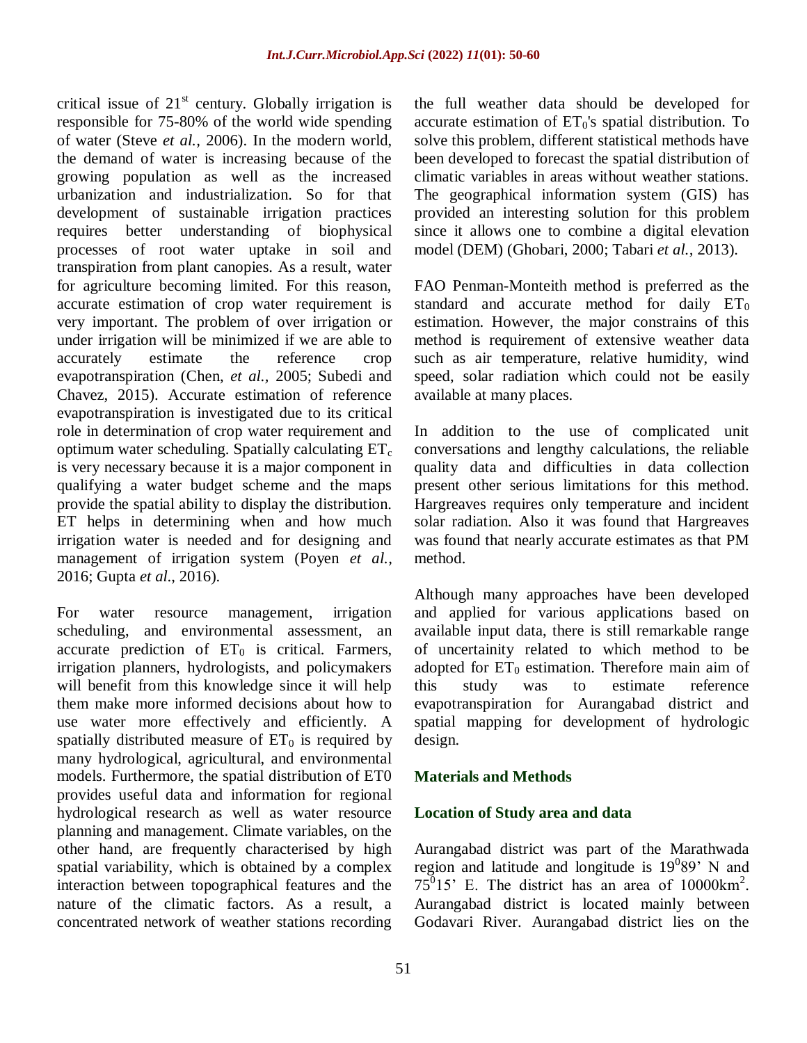critical issue of 21st century. Globally irrigation is responsible for 75-80% of the world wide spending of water (Steve *et al.,* 2006). In the modern world, the demand of water is increasing because of the growing population as well as the increased urbanization and industrialization. So for that development of sustainable irrigation practices requires better understanding of biophysical processes of root water uptake in soil and transpiration from plant canopies. As a result, water for agriculture becoming limited. For this reason, accurate estimation of crop water requirement is very important. The problem of over irrigation or under irrigation will be minimized if we are able to accurately estimate the reference crop evapotranspiration (Chen, *et al.,* 2005; Subedi and Chavez, 2015). Accurate estimation of reference evapotranspiration is investigated due to its critical role in determination of crop water requirement and optimum water scheduling. Spatially calculating $ET_c$ is very necessary because it is a major component in qualifying a water budget scheme and the maps provide the spatial ability to display the distribution. ET helps in determining when and how much irrigation water is needed and for designing and management of irrigation system (Poyen *et al.,* 2016; Gupta *et al*., 2016).

For water resource management, irrigation scheduling, and environmental assessment, an accurate prediction of $ET_0$ is critical. Farmers, irrigation planners, hydrologists, and policymakers will benefit from this knowledge since it will help them make more informed decisions about how to use water more effectively and efficiently. A spatially distributed measure of $ET_0$ is required by many hydrological, agricultural, and environmental models. Furthermore, the spatial distribution of ET0 provides useful data and information for regional hydrological research as well as water resource planning and management. Climate variables, on the other hand, are frequently characterised by high spatial variability, which is obtained by a complex interaction between topographical features and the nature of the climatic factors. As a result, a concentrated network of weather stations recording the full weather data should be developed for accurate estimation of $ET_0$'s spatial distribution. To solve this problem, different statistical methods have been developed to forecast the spatial distribution of climatic variables in areas without weather stations. The geographical information system (GIS) has provided an interesting solution for this problem since it allows one to combine a digital elevation model (DEM) (Ghobari, 2000; Tabari *et al.,* 2013).

FAO Penman-Monteith method is preferred as the standard and accurate method for daily $ET_0$ estimation. However, the major constrains of this method is requirement of extensive weather data such as air temperature, relative humidity, wind speed, solar radiation which could not be easily available at many places.

In addition to the use of complicated unit conversations and lengthy calculations, the reliable quality data and difficulties in data collection present other serious limitations for this method. Hargreaves requires only temperature and incident solar radiation. Also it was found that Hargreaves was found that nearly accurate estimates as that PM method.

Although many approaches have been developed and applied for various applications based on available input data, there is still remarkable range of uncertainity related to which method to be adopted for $ET_0$ estimation. Therefore main aim of this study was to estimate reference evapotranspiration for Aurangabad district and spatial mapping for development of hydrologic design.

## Materials and Methods

### Location of Study area and data

Aurangabad district was part of the Marathwada region and latitude and longitude is $19^0 89'$ N and $75^0 15'$ E. The district has an area of 10000km$^2$. Aurangabad district is located mainly between Godavari River. Aurangabad district lies on the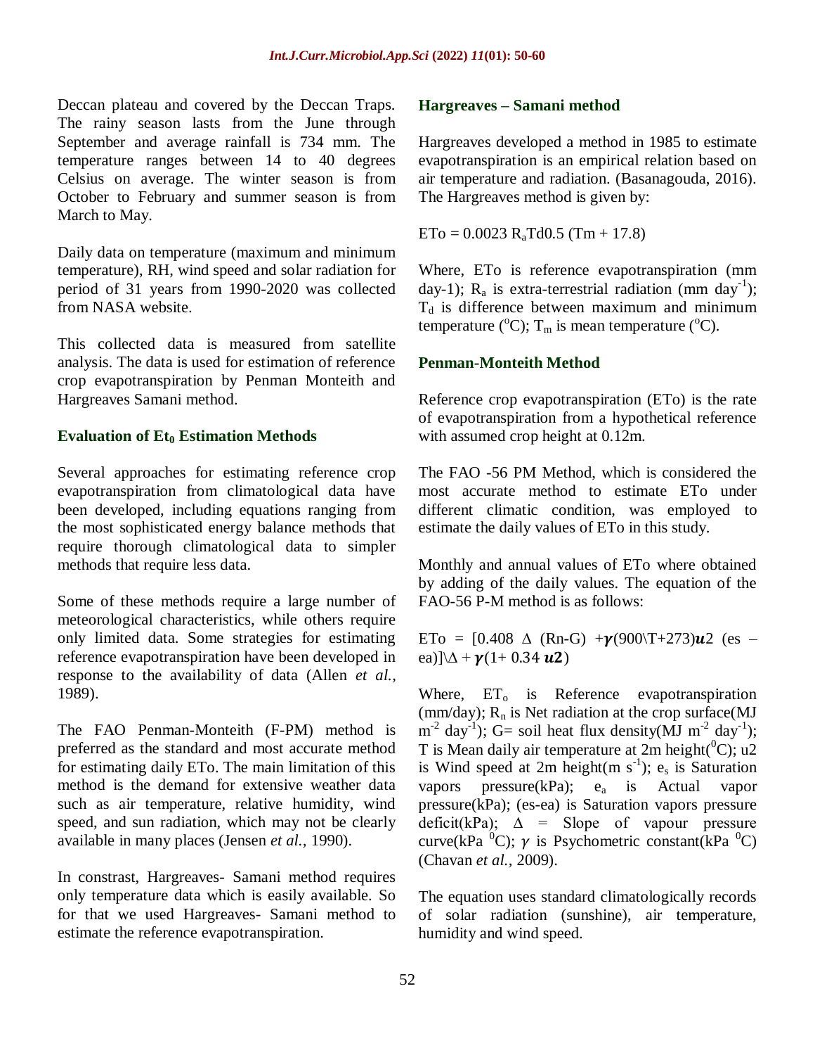Deccan plateau and covered by the Deccan Traps. The rainy season lasts from the June through September and average rainfall is 734 mm. The temperature ranges between 14 to 40 degrees Celsius on average. The winter season is from October to February and summer season is from March to May.

Daily data on temperature (maximum and minimum temperature), RH, wind speed and solar radiation for period of 31 years from 1990-2020 was collected from NASA website.

This collected data is measured from satellite analysis. The data is used for estimation of reference crop evapotranspiration by Penman Monteith and Hargreaves Samani method.

### Evaluation of $Et_0$ Estimation Methods

Several approaches for estimating reference crop evapotranspiration from climatological data have been developed, including equations ranging from the most sophisticated energy balance methods that require thorough climatological data to simpler methods that require less data.

Some of these methods require a large number of meteorological characteristics, while others require only limited data. Some strategies for estimating reference evapotranspiration have been developed in response to the availability of data (Allen *et al.,* 1989).

The FAO Penman-Monteith (F-PM) method is preferred as the standard and most accurate method for estimating daily ETo. The main limitation of this method is the demand for extensive weather data such as air temperature, relative humidity, wind speed, and sun radiation, which may not be clearly available in many places (Jensen *et al.,* 1990).

In constrast, Hargreaves- Samani method requires only temperature data which is easily available. So for that we used Hargreaves- Samani method to estimate the reference evapotranspiration.

### Hargreaves – Samani method

Hargreaves developed a method in 1985 to estimate evapotranspiration is an empirical relation based on air temperature and radiation. (Basanagouda, 2016). The Hargreaves method is given by:

$$ETo = 0.0023\, R_a Td0.5\, (Tm + 17.8)$$

Where, ETo is reference evapotranspiration (mm day-1); $R_a$ is extra-terrestrial radiation (mm $day^{-1}$); $T_d$ is difference between maximum and minimum temperature ($^oC$); $T_m$ is mean temperature ($^oC$).

### Penman-Monteith Method

Reference crop evapotranspiration (ETo) is the rate of evapotranspiration from a hypothetical reference with assumed crop height at 0.12m.

The FAO -56 PM Method, which is considered the most accurate method to estimate ETo under different climatic condition, was employed to estimate the daily values of ETo in this study.

Monthly and annual values of ETo where obtained by adding of the daily values. The equation of the FAO-56 P-M method is as follows:

$$ETo = [0.408\ \Delta\ (Rn\text{-}G)\ +\boldsymbol{\gamma}(900\backslash T+273)\boldsymbol{u}2\ (es - ea)]\backslash\Delta + \boldsymbol{\gamma}(1+ 0.34\ \boldsymbol{u2})$$

Where, $ET_o$ is Reference evapotranspiration (mm/day); $R_n$ is Net radiation at the crop surface(MJ $m^{-2}$ $day^{-1}$); G= soil heat flux density(MJ $m^{-2}$ $day^{-1}$); T is Mean daily air temperature at 2m height($^0C$); u2 is Wind speed at 2m height(m $s^{-1}$); $e_s$ is Saturation vapors pressure(kPa); $e_a$ is Actual vapor pressure(kPa); (es-ea) is Saturation vapors pressure deficit(kPa); $\Delta$ = Slope of vapour pressure curve(kPa $^0C$); $\gamma$ is Psychometric constant(kPa $^0C$) (Chavan *et al.,* 2009).

The equation uses standard climatologically records of solar radiation (sunshine), air temperature, humidity and wind speed.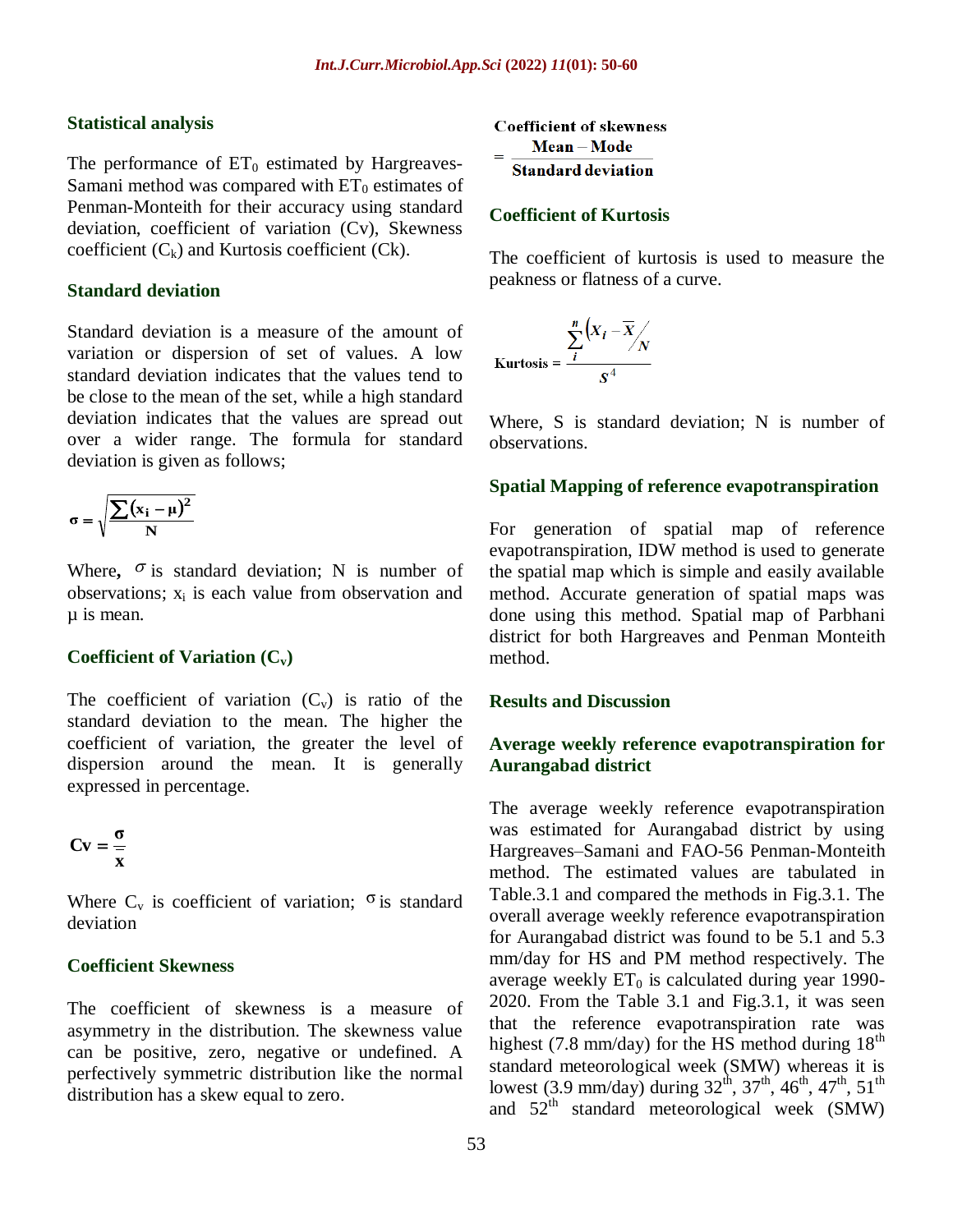### Statistical analysis

The performance of $ET_0$ estimated by Hargreaves-Samani method was compared with $ET_0$ estimates of Penman-Monteith for their accuracy using standard deviation, coefficient of variation (Cv), Skewness coefficient ($C_k$) and Kurtosis coefficient (Ck).

### Standard deviation

Standard deviation is a measure of the amount of variation or dispersion of set of values. A low standard deviation indicates that the values tend to be close to the mean of the set, while a high standard deviation indicates that the values are spread out over a wider range. The formula for standard deviation is given as follows;

$$\sigma = \sqrt{\frac{\sum (x_i - \mu)^2}{N}}$$

Where, $\sigma$ is standard deviation; N is number of observations; $x_i$ is each value from observation and μ is mean.

### Coefficient of Variation ($C_v$)

The coefficient of variation ($C_v$) is ratio of the standard deviation to the mean. The higher the coefficient of variation, the greater the level of dispersion around the mean. It is generally expressed in percentage.

$$Cv = \frac{\sigma}{\bar{x}}$$

Where $C_v$ is coefficient of variation; $\sigma$ is standard deviation

### Coefficient Skewness

The coefficient of skewness is a measure of asymmetry in the distribution. The skewness value can be positive, zero, negative or undefined. A perfectively symmetric distribution like the normal distribution has a skew equal to zero.

$$\text{Coefficient of skewness} = \frac{\text{Mean} - \text{Mode}}{\text{Standard deviation}}$$

### Coefficient of Kurtosis

The coefficient of kurtosis is used to measure the peakness or flatness of a curve.

$$\text{Kurtosis} = \frac{\sum_{i}^{n} \left(X_i - \overline{X}\right/_{N}}{S^4}$$

Where, S is standard deviation; N is number of observations.

### Spatial Mapping of reference evapotranspiration

For generation of spatial map of reference evapotranspiration, IDW method is used to generate the spatial map which is simple and easily available method. Accurate generation of spatial maps was done using this method. Spatial map of Parbhani district for both Hargreaves and Penman Monteith method.

## Results and Discussion

### Average weekly reference evapotranspiration for Aurangabad district

The average weekly reference evapotranspiration was estimated for Aurangabad district by using Hargreaves–Samani and FAO-56 Penman-Monteith method. The estimated values are tabulated in Table.3.1 and compared the methods in Fig.3.1. The overall average weekly reference evapotranspiration for Aurangabad district was found to be 5.1 and 5.3 mm/day for HS and PM method respectively. The average weekly $ET_0$ is calculated during year 1990-2020. From the Table 3.1 and Fig.3.1, it was seen that the reference evapotranspiration rate was highest (7.8 mm/day) for the HS method during 18th standard meteorological week (SMW) whereas it is lowest (3.9 mm/day) during 32th, 37th, 46th, 47th, 51th and 52th standard meteorological week (SMW)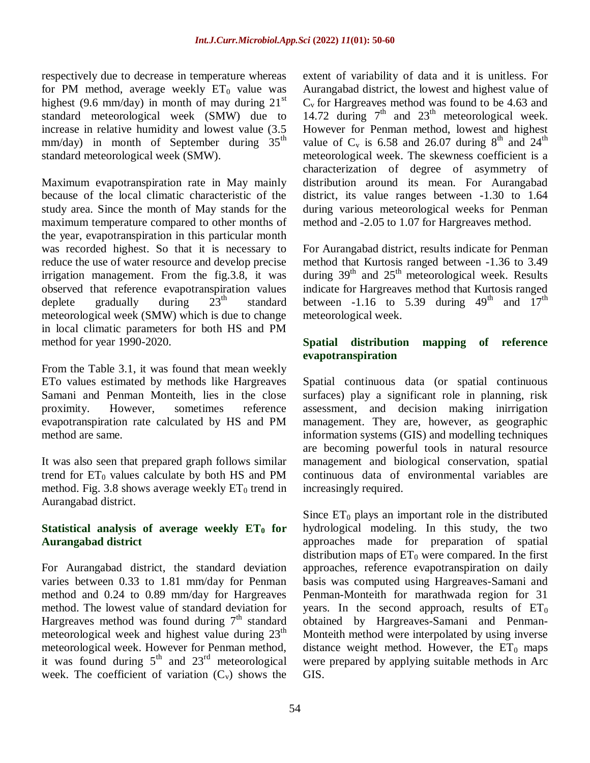respectively due to decrease in temperature whereas for PM method, average weekly $ET_0$ value was highest (9.6 mm/day) in month of may during 21st standard meteorological week (SMW) due to increase in relative humidity and lowest value (3.5 mm/day) in month of September during 35th standard meteorological week (SMW).

Maximum evapotranspiration rate in May mainly because of the local climatic characteristic of the study area. Since the month of May stands for the maximum temperature compared to other months of the year, evapotranspiration in this particular month was recorded highest. So that it is necessary to reduce the use of water resource and develop precise irrigation management. From the fig.3.8, it was observed that reference evapotranspiration values deplete gradually during 23th standard meteorological week (SMW) which is due to change in local climatic parameters for both HS and PM method for year 1990-2020.

From the Table 3.1, it was found that mean weekly ETo values estimated by methods like Hargreaves Samani and Penman Monteith, lies in the close proximity. However, sometimes reference evapotranspiration rate calculated by HS and PM method are same.

It was also seen that prepared graph follows similar trend for $ET_0$ values calculate by both HS and PM method. Fig. 3.8 shows average weekly $ET_0$ trend in Aurangabad district.

## Statistical analysis of average weekly $ET_0$ for Aurangabad district

For Aurangabad district, the standard deviation varies between 0.33 to 1.81 mm/day for Penman method and 0.24 to 0.89 mm/day for Hargreaves method. The lowest value of standard deviation for Hargreaves method was found during 7th standard meteorological week and highest value during 23th meteorological week. However for Penman method, it was found during 5th and 23rd meteorological week. The coefficient of variation ($C_v$) shows the extent of variability of data and it is unitless. For Aurangabad district, the lowest and highest value of $C_v$ for Hargreaves method was found to be 4.63 and 14.72 during 7th and 23th meteorological week. However for Penman method, lowest and highest value of $C_v$ is 6.58 and 26.07 during 8th and 24th meteorological week. The skewness coefficient is a characterization of degree of asymmetry of distribution around its mean. For Aurangabad district, its value ranges between -1.30 to 1.64 during various meteorological weeks for Penman method and -2.05 to 1.07 for Hargreaves method.

For Aurangabad district, results indicate for Penman method that Kurtosis ranged between -1.36 to 3.49 during 39th and 25th meteorological week. Results indicate for Hargreaves method that Kurtosis ranged between -1.16 to 5.39 during 49th and 17th meteorological week.

## Spatial distribution mapping of reference evapotranspiration

Spatial continuous data (or spatial continuous surfaces) play a significant role in planning, risk assessment, and decision making inirrigation management. They are, however, as geographic information systems (GIS) and modelling techniques are becoming powerful tools in natural resource management and biological conservation, spatial continuous data of environmental variables are increasingly required.

Since $ET_0$ plays an important role in the distributed hydrological modeling. In this study, the two approaches made for preparation of spatial distribution maps of $ET_0$ were compared. In the first approaches, reference evapotranspiration on daily basis was computed using Hargreaves-Samani and Penman-Monteith for marathwada region for 31 years. In the second approach, results of $ET_0$ obtained by Hargreaves-Samani and Penman-Monteith method were interpolated by using inverse distance weight method. However, the $ET_0$ maps were prepared by applying suitable methods in Arc GIS.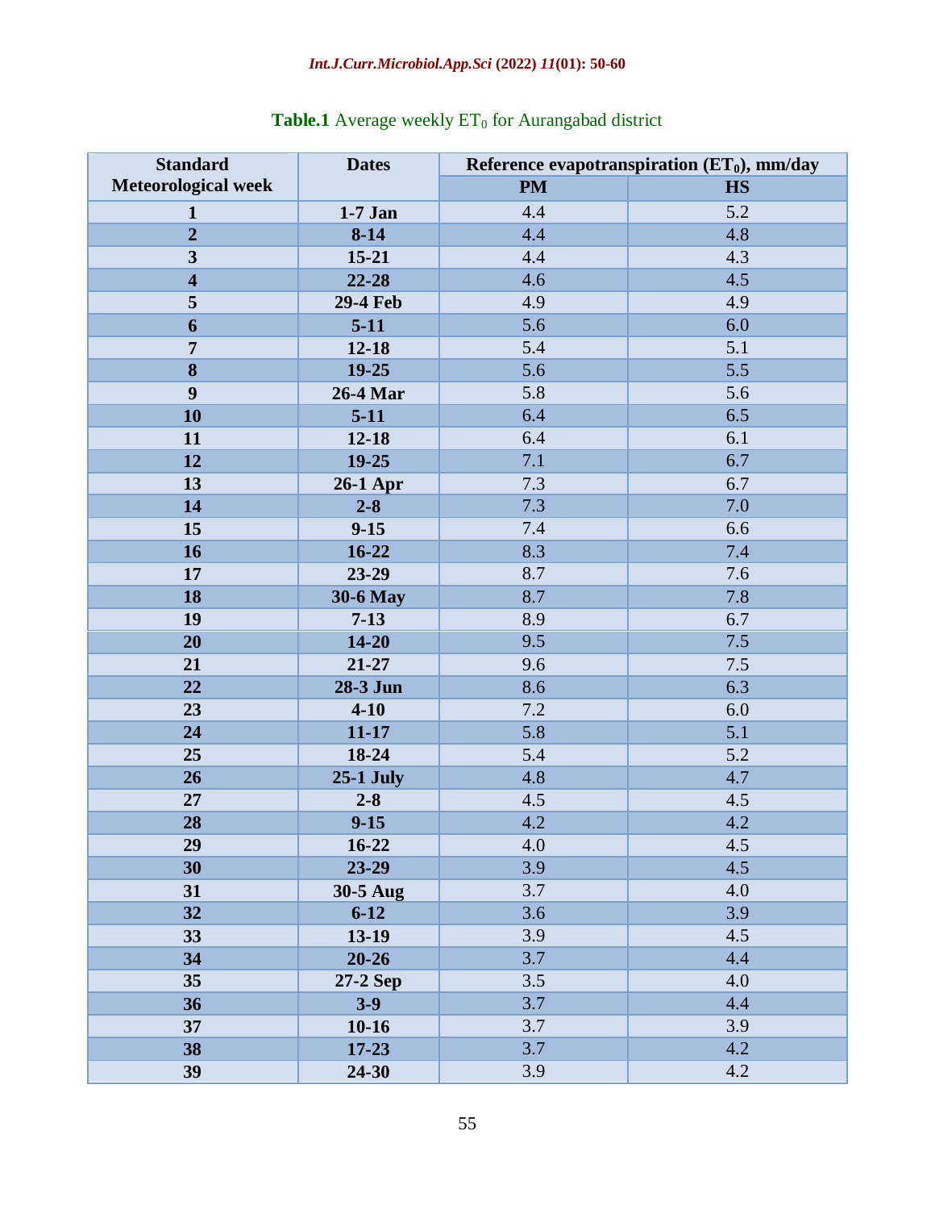**Table.1** Average weekly $ET_0$ for Aurangabad district

| Standard Meteorological week | Dates | Reference evapotranspiration ($ET_0$), mm/day | |
|---|---|---|---|
| | | PM | HS |
| 1 | 1-7 Jan | 4.4 | 5.2 |
| 2 | 8-14 | 4.4 | 4.8 |
| 3 | 15-21 | 4.4 | 4.3 |
| 4 | 22-28 | 4.6 | 4.5 |
| 5 | 29-4 Feb | 4.9 | 4.9 |
| 6 | 5-11 | 5.6 | 6.0 |
| 7 | 12-18 | 5.4 | 5.1 |
| 8 | 19-25 | 5.6 | 5.5 |
| 9 | 26-4 Mar | 5.8 | 5.6 |
| 10 | 5-11 | 6.4 | 6.5 |
| 11 | 12-18 | 6.4 | 6.1 |
| 12 | 19-25 | 7.1 | 6.7 |
| 13 | 26-1 Apr | 7.3 | 6.7 |
| 14 | 2-8 | 7.3 | 7.0 |
| 15 | 9-15 | 7.4 | 6.6 |
| 16 | 16-22 | 8.3 | 7.4 |
| 17 | 23-29 | 8.7 | 7.6 |
| 18 | 30-6 May | 8.7 | 7.8 |
| 19 | 7-13 | 8.9 | 6.7 |
| 20 | 14-20 | 9.5 | 7.5 |
| 21 | 21-27 | 9.6 | 7.5 |
| 22 | 28-3 Jun | 8.6 | 6.3 |
| 23 | 4-10 | 7.2 | 6.0 |
| 24 | 11-17 | 5.8 | 5.1 |
| 25 | 18-24 | 5.4 | 5.2 |
| 26 | 25-1 July | 4.8 | 4.7 |
| 27 | 2-8 | 4.5 | 4.5 |
| 28 | 9-15 | 4.2 | 4.2 |
| 29 | 16-22 | 4.0 | 4.5 |
| 30 | 23-29 | 3.9 | 4.5 |
| 31 | 30-5 Aug | 3.7 | 4.0 |
| 32 | 6-12 | 3.6 | 3.9 |
| 33 | 13-19 | 3.9 | 4.5 |
| 34 | 20-26 | 3.7 | 4.4 |
| 35 | 27-2 Sep | 3.5 | 4.0 |
| 36 | 3-9 | 3.7 | 4.4 |
| 37 | 10-16 | 3.7 | 3.9 |
| 38 | 17-23 | 3.7 | 4.2 |
| 39 | 24-30 | 3.9 | 4.2 |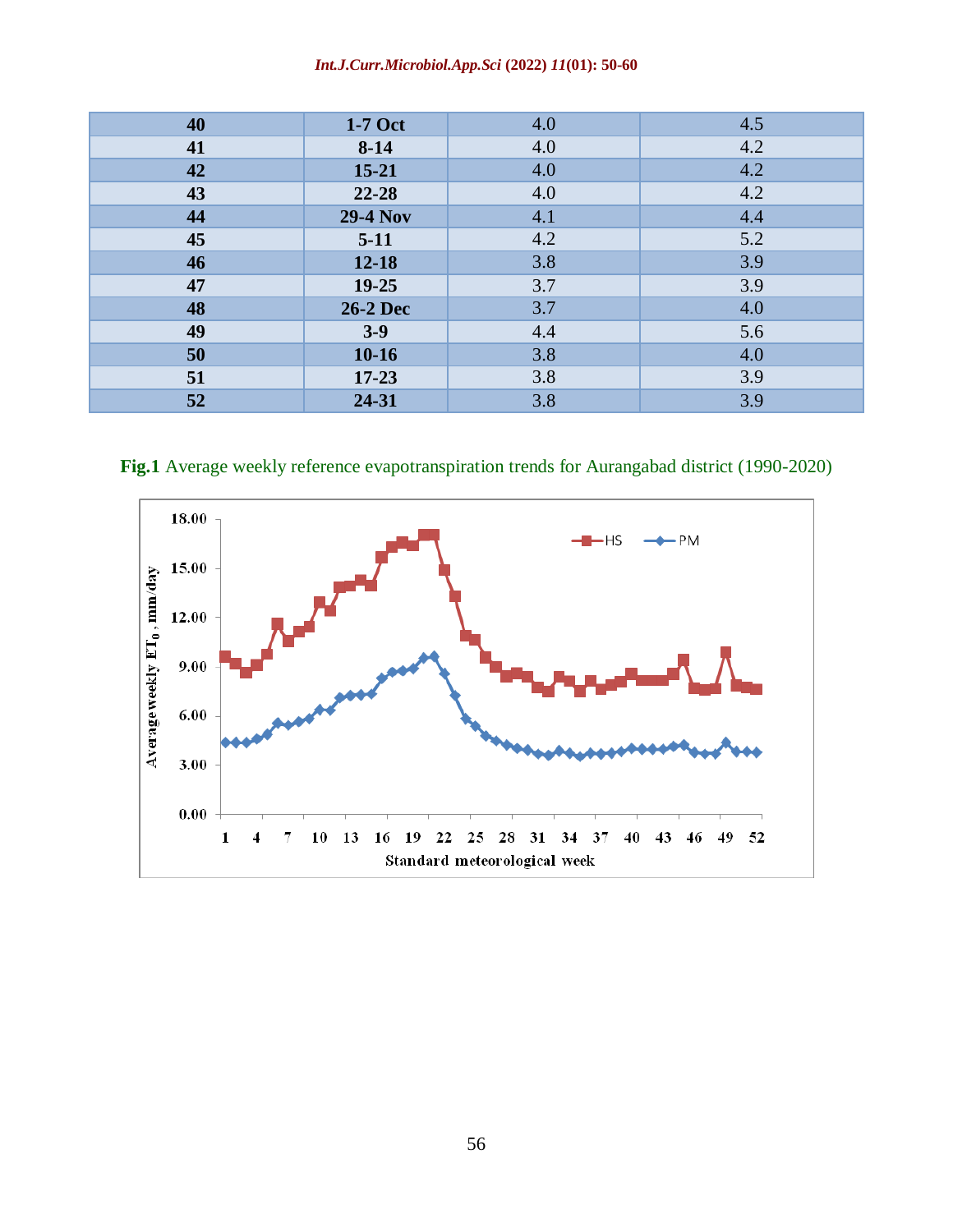| 40 | 1-7 Oct | 4.0 | 4.5 |
|---|---|---|---|
| 41 | 8-14 | 4.0 | 4.2 |
| 42 | 15-21 | 4.0 | 4.2 |
| 43 | 22-28 | 4.0 | 4.2 |
| 44 | 29-4 Nov | 4.1 | 4.4 |
| 45 | 5-11 | 4.2 | 5.2 |
| 46 | 12-18 | 3.8 | 3.9 |
| 47 | 19-25 | 3.7 | 3.9 |
| 48 | 26-2 Dec | 3.7 | 4.0 |
| 49 | 3-9 | 4.4 | 5.6 |
| 50 | 10-16 | 3.8 | 4.0 |
| 51 | 17-23 | 3.8 | 3.9 |
| 52 | 24-31 | 3.8 | 3.9 |

**Fig.1** Average weekly reference evapotranspiration trends for Aurangabad district (1990-2020)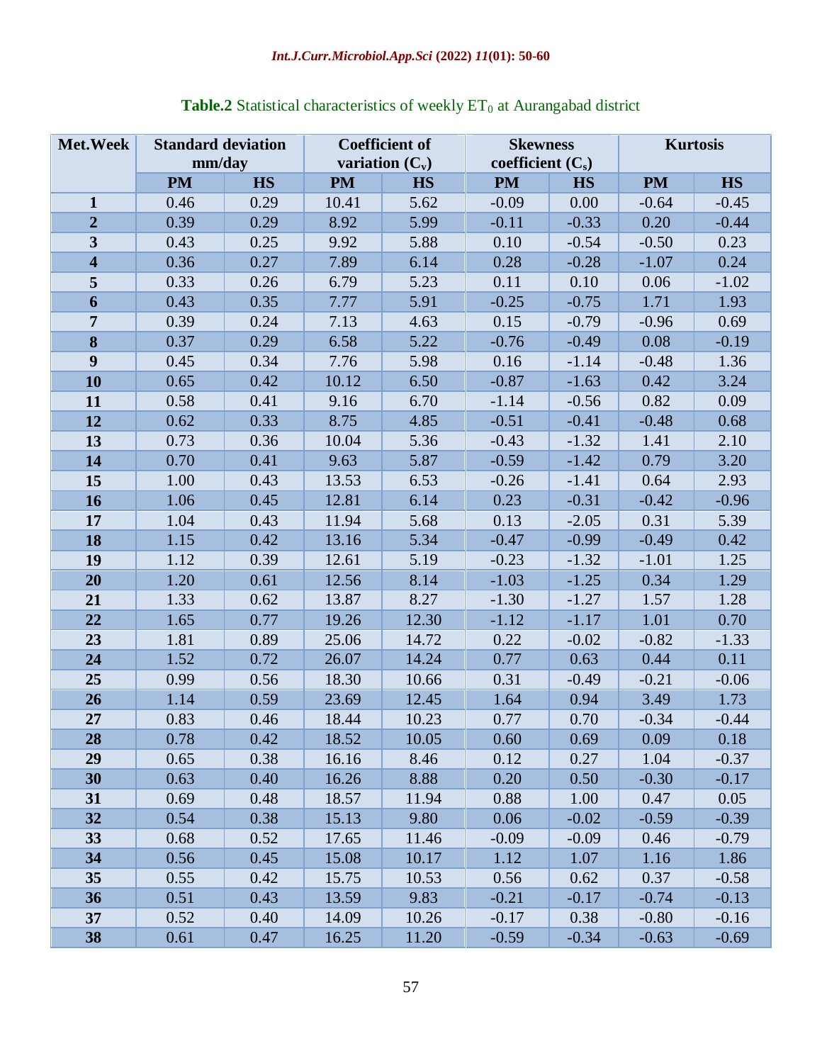**Table.2** Statistical characteristics of weekly $ET_0$ at Aurangabad district

| Met.Week | Standard deviation mm/day | | Coefficient of variation ($C_v$) | | Skewness coefficient ($C_s$) | | Kurtosis | |
|---|---|---|---|---|---|---|---|---|
| | PM | HS | PM | HS | PM | HS | PM | HS |
| **1** | 0.46 | 0.29 | 10.41 | 5.62 | -0.09 | 0.00 | -0.64 | -0.45 |
| **2** | 0.39 | 0.29 | 8.92 | 5.99 | -0.11 | -0.33 | 0.20 | -0.44 |
| **3** | 0.43 | 0.25 | 9.92 | 5.88 | 0.10 | -0.54 | -0.50 | 0.23 |
| **4** | 0.36 | 0.27 | 7.89 | 6.14 | 0.28 | -0.28 | -1.07 | 0.24 |
| **5** | 0.33 | 0.26 | 6.79 | 5.23 | 0.11 | 0.10 | 0.06 | -1.02 |
| **6** | 0.43 | 0.35 | 7.77 | 5.91 | -0.25 | -0.75 | 1.71 | 1.93 |
| **7** | 0.39 | 0.24 | 7.13 | 4.63 | 0.15 | -0.79 | -0.96 | 0.69 |
| **8** | 0.37 | 0.29 | 6.58 | 5.22 | -0.76 | -0.49 | 0.08 | -0.19 |
| **9** | 0.45 | 0.34 | 7.76 | 5.98 | 0.16 | -1.14 | -0.48 | 1.36 |
| **10** | 0.65 | 0.42 | 10.12 | 6.50 | -0.87 | -1.63 | 0.42 | 3.24 |
| **11** | 0.58 | 0.41 | 9.16 | 6.70 | -1.14 | -0.56 | 0.82 | 0.09 |
| **12** | 0.62 | 0.33 | 8.75 | 4.85 | -0.51 | -0.41 | -0.48 | 0.68 |
| **13** | 0.73 | 0.36 | 10.04 | 5.36 | -0.43 | -1.32 | 1.41 | 2.10 |
| **14** | 0.70 | 0.41 | 9.63 | 5.87 | -0.59 | -1.42 | 0.79 | 3.20 |
| **15** | 1.00 | 0.43 | 13.53 | 6.53 | -0.26 | -1.41 | 0.64 | 2.93 |
| **16** | 1.06 | 0.45 | 12.81 | 6.14 | 0.23 | -0.31 | -0.42 | -0.96 |
| **17** | 1.04 | 0.43 | 11.94 | 5.68 | 0.13 | -2.05 | 0.31 | 5.39 |
| **18** | 1.15 | 0.42 | 13.16 | 5.34 | -0.47 | -0.99 | -0.49 | 0.42 |
| **19** | 1.12 | 0.39 | 12.61 | 5.19 | -0.23 | -1.32 | -1.01 | 1.25 |
| **20** | 1.20 | 0.61 | 12.56 | 8.14 | -1.03 | -1.25 | 0.34 | 1.29 |
| **21** | 1.33 | 0.62 | 13.87 | 8.27 | -1.30 | -1.27 | 1.57 | 1.28 |
| **22** | 1.65 | 0.77 | 19.26 | 12.30 | -1.12 | -1.17 | 1.01 | 0.70 |
| **23** | 1.81 | 0.89 | 25.06 | 14.72 | 0.22 | -0.02 | -0.82 | -1.33 |
| **24** | 1.52 | 0.72 | 26.07 | 14.24 | 0.77 | 0.63 | 0.44 | 0.11 |
| **25** | 0.99 | 0.56 | 18.30 | 10.66 | 0.31 | -0.49 | -0.21 | -0.06 |
| **26** | 1.14 | 0.59 | 23.69 | 12.45 | 1.64 | 0.94 | 3.49 | 1.73 |
| **27** | 0.83 | 0.46 | 18.44 | 10.23 | 0.77 | 0.70 | -0.34 | -0.44 |
| **28** | 0.78 | 0.42 | 18.52 | 10.05 | 0.60 | 0.69 | 0.09 | 0.18 |
| **29** | 0.65 | 0.38 | 16.16 | 8.46 | 0.12 | 0.27 | 1.04 | -0.37 |
| **30** | 0.63 | 0.40 | 16.26 | 8.88 | 0.20 | 0.50 | -0.30 | -0.17 |
| **31** | 0.69 | 0.48 | 18.57 | 11.94 | 0.88 | 1.00 | 0.47 | 0.05 |
| **32** | 0.54 | 0.38 | 15.13 | 9.80 | 0.06 | -0.02 | -0.59 | -0.39 |
| **33** | 0.68 | 0.52 | 17.65 | 11.46 | -0.09 | -0.09 | 0.46 | -0.79 |
| **34** | 0.56 | 0.45 | 15.08 | 10.17 | 1.12 | 1.07 | 1.16 | 1.86 |
| **35** | 0.55 | 0.42 | 15.75 | 10.53 | 0.56 | 0.62 | 0.37 | -0.58 |
| **36** | 0.51 | 0.43 | 13.59 | 9.83 | -0.21 | -0.17 | -0.74 | -0.13 |
| **37** | 0.52 | 0.40 | 14.09 | 10.26 | -0.17 | 0.38 | -0.80 | -0.16 |
| **38** | 0.61 | 0.47 | 16.25 | 11.20 | -0.59 | -0.34 | -0.63 | -0.69 |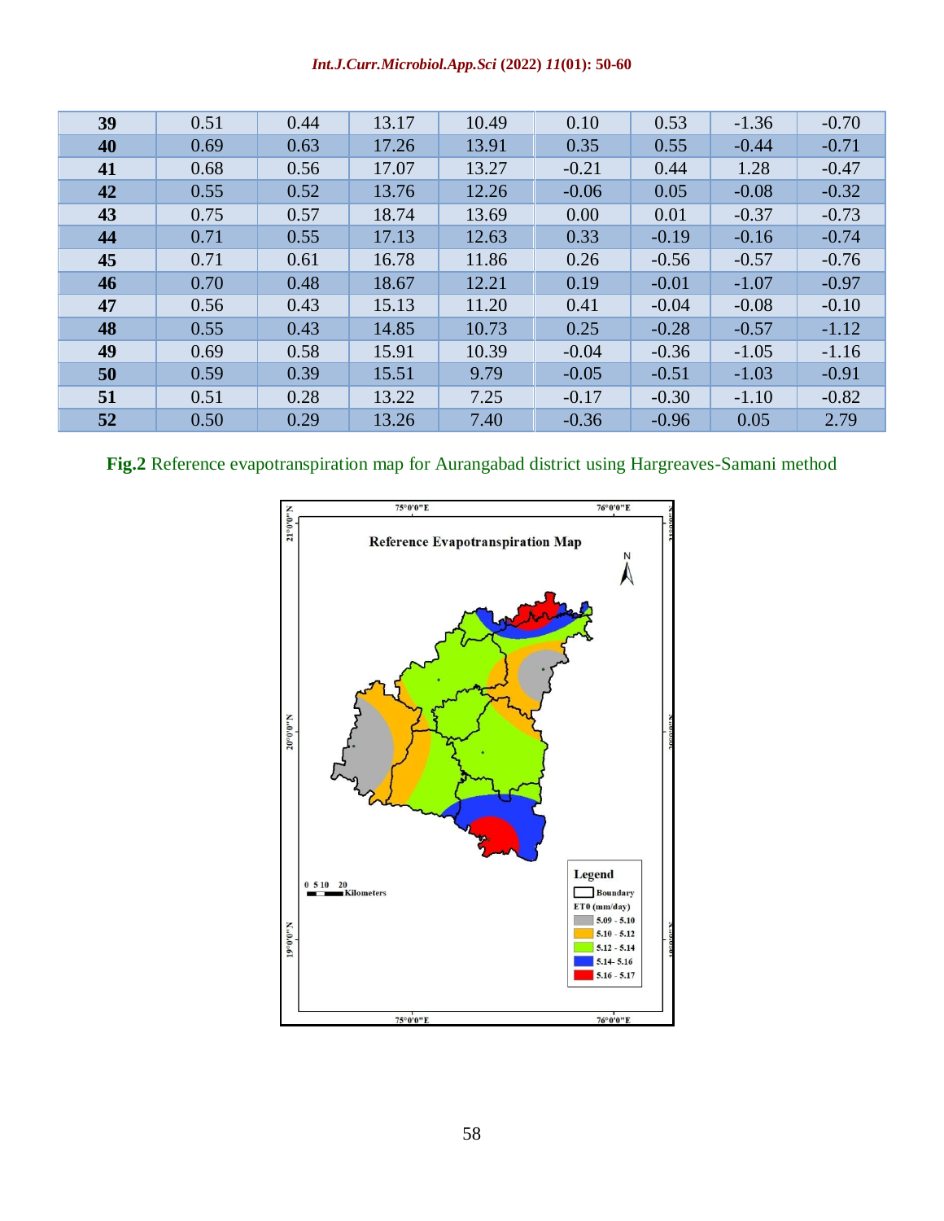| 39 | 0.51 | 0.44 | 13.17 | 10.49 | 0.10 | 0.53 | -1.36 | -0.70 |
|---|---|---|---|---|---|---|---|---|
| 40 | 0.69 | 0.63 | 17.26 | 13.91 | 0.35 | 0.55 | -0.44 | -0.71 |
| 41 | 0.68 | 0.56 | 17.07 | 13.27 | -0.21 | 0.44 | 1.28 | -0.47 |
| 42 | 0.55 | 0.52 | 13.76 | 12.26 | -0.06 | 0.05 | -0.08 | -0.32 |
| 43 | 0.75 | 0.57 | 18.74 | 13.69 | 0.00 | 0.01 | -0.37 | -0.73 |
| 44 | 0.71 | 0.55 | 17.13 | 12.63 | 0.33 | -0.19 | -0.16 | -0.74 |
| 45 | 0.71 | 0.61 | 16.78 | 11.86 | 0.26 | -0.56 | -0.57 | -0.76 |
| 46 | 0.70 | 0.48 | 18.67 | 12.21 | 0.19 | -0.01 | -1.07 | -0.97 |
| 47 | 0.56 | 0.43 | 15.13 | 11.20 | 0.41 | -0.04 | -0.08 | -0.10 |
| 48 | 0.55 | 0.43 | 14.85 | 10.73 | 0.25 | -0.28 | -0.57 | -1.12 |
| 49 | 0.69 | 0.58 | 15.91 | 10.39 | -0.04 | -0.36 | -1.05 | -1.16 |
| 50 | 0.59 | 0.39 | 15.51 | 9.79 | -0.05 | -0.51 | -1.03 | -0.91 |
| 51 | 0.51 | 0.28 | 13.22 | 7.25 | -0.17 | -0.30 | -1.10 | -0.82 |
| 52 | 0.50 | 0.29 | 13.26 | 7.40 | -0.36 | -0.96 | 0.05 | 2.79 |

**Fig.2** Reference evapotranspiration map for Aurangabad district using Hargreaves-Samani method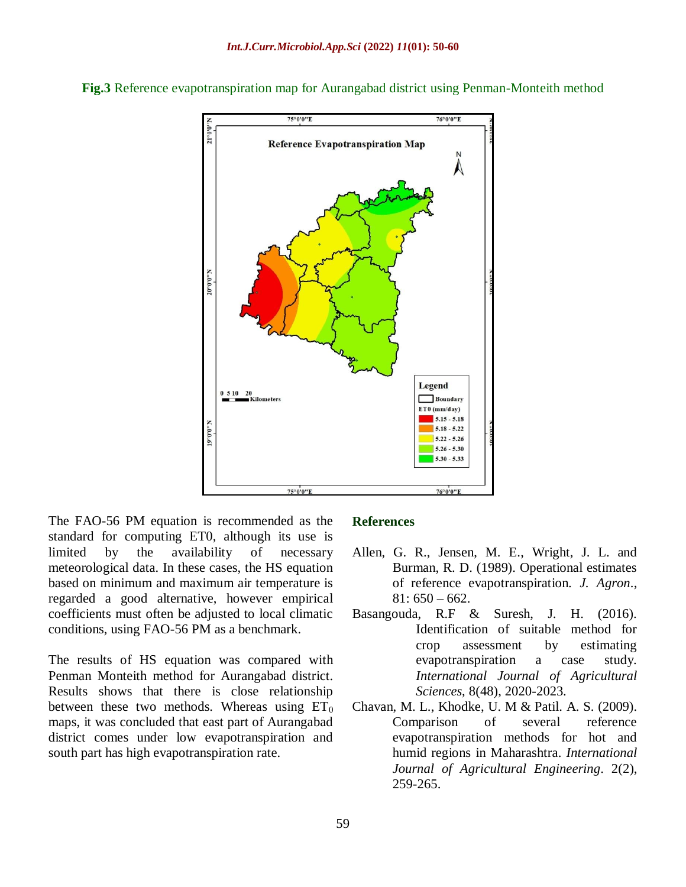**Fig.3** Reference evapotranspiration map for Aurangabad district using Penman-Monteith method

The FAO-56 PM equation is recommended as the standard for computing ET0, although its use is limited by the availability of necessary meteorological data. In these cases, the HS equation based on minimum and maximum air temperature is regarded a good alternative, however empirical coefficients must often be adjusted to local climatic conditions, using FAO-56 PM as a benchmark.

The results of HS equation was compared with Penman Monteith method for Aurangabad district. Results shows that there is close relationship between these two methods. Whereas using $ET_0$ maps, it was concluded that east part of Aurangabad district comes under low evapotranspiration and south part has high evapotranspiration rate.

## References

Allen, G. R., Jensen, M. E., Wright, J. L. and Burman, R. D. (1989). Operational estimates of reference evapotranspiration. *J. Agron.*, 81: 650 – 662.

Basangouda, R.F & Suresh, J. H. (2016). Identification of suitable method for crop assessment by estimating evapotranspiration a case study. *International Journal of Agricultural Sciences*, 8(48), 2020-2023.

Chavan, M. L., Khodke, U. M & Patil. A. S. (2009). Comparison of several reference evapotranspiration methods for hot and humid regions in Maharashtra. *International Journal of Agricultural Engineering*. 2(2), 259-265.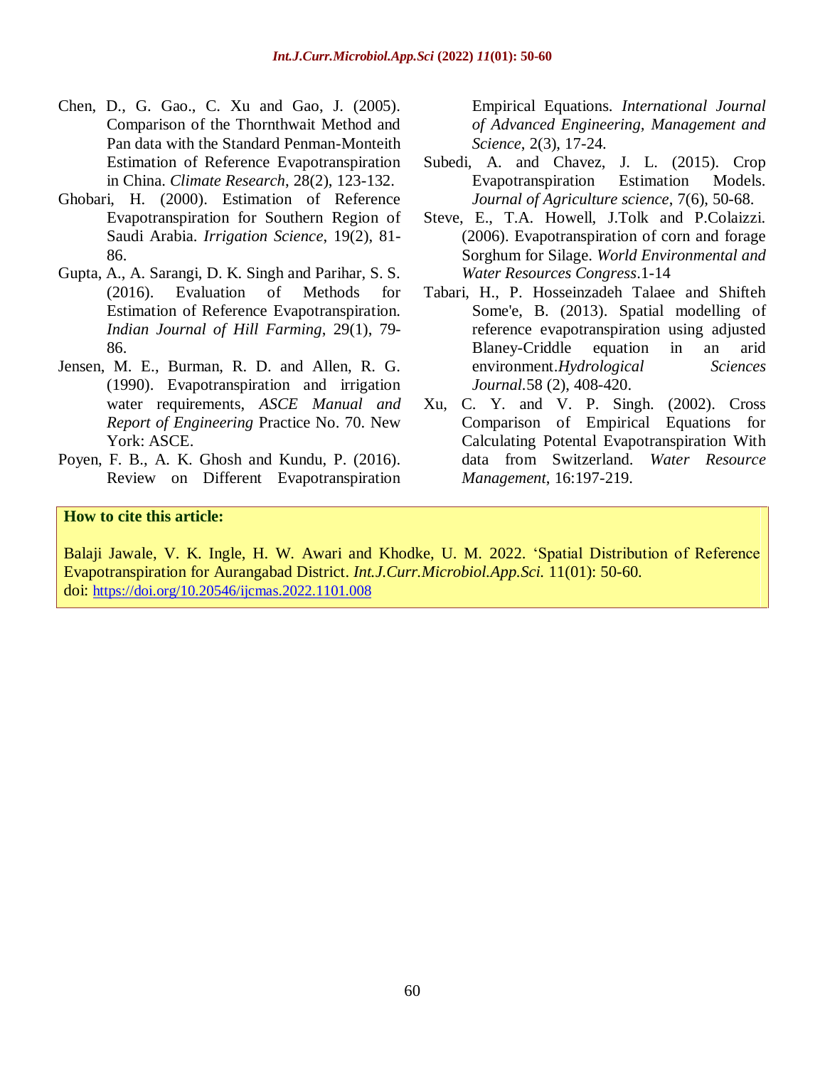Chen, D., G. Gao., C. Xu and Gao, J. (2005). Comparison of the Thornthwait Method and Pan data with the Standard Penman-Monteith Estimation of Reference Evapotranspiration in China. *Climate Research*, 28(2), 123-132.

Ghobari, H. (2000). Estimation of Reference Evapotranspiration for Southern Region of Saudi Arabia. *Irrigation Science*, 19(2), 81-86.

Gupta, A., A. Sarangi, D. K. Singh and Parihar, S. S. (2016). Evaluation of Methods for Estimation of Reference Evapotranspiration. *Indian Journal of Hill Farming*, 29(1), 79-86.

Jensen, M. E., Burman, R. D. and Allen, R. G. (1990). Evapotranspiration and irrigation water requirements, *ASCE Manual and Report of Engineering* Practice No. 70. New York: ASCE.

Poyen, F. B., A. K. Ghosh and Kundu, P. (2016). Review on Different Evapotranspiration Empirical Equations. *International Journal of Advanced Engineering, Management and Science*, 2(3), 17-24.

Subedi, A. and Chavez, J. L. (2015). Crop Evapotranspiration Estimation Models. *Journal of Agriculture science*, 7(6), 50-68.

Steve, E., T.A. Howell, J.Tolk and P.Colaizzi. (2006). Evapotranspiration of corn and forage Sorghum for Silage. *World Environmental and Water Resources Congress*.1-14

Tabari, H., P. Hosseinzadeh Talaee and Shifteh Some'e, B. (2013). Spatial modelling of reference evapotranspiration using adjusted Blaney-Criddle equation in an arid environment.*Hydrological Sciences Journal*.58 (2), 408-420.

Xu, C. Y. and V. P. Singh. (2002). Cross Comparison of Empirical Equations for Calculating Potental Evapotranspiration With data from Switzerland. *Water Resource Management*, 16:197-219.

**How to cite this article:**

Balaji Jawale, V. K. Ingle, H. W. Awari and Khodke, U. M. 2022. 'Spatial Distribution of Reference Evapotranspiration for Aurangabad District. *Int.J.Curr.Microbiol.App.Sci.* 11(01): 50-60.
doi: https://doi.org/10.20546/ijcmas.2022.1101.008